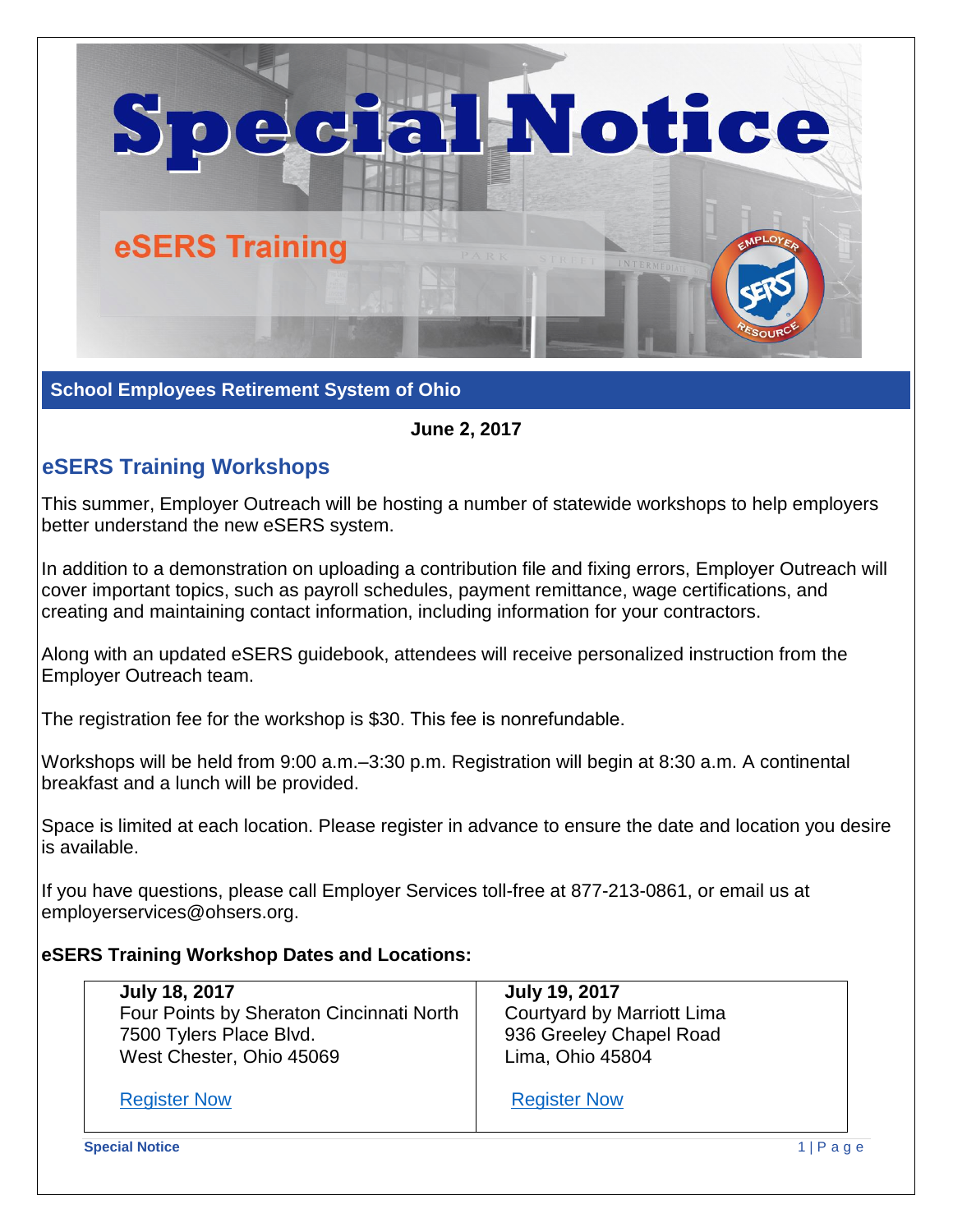# Special Notice

## eSERS Training

**School Employees Retirement System of Ohio**

**June 2, 2017**

## eSERS Training Workshops

This summer, Employer Outreach will be hosting a number of statewide workshops to help employers better understand the new eSERS system.

In addition to a demonstration on uploading a contribution file and fixing errors, Employer Outreach will cover important topics, such as payroll schedules, payment remittance, wage certifications, and creating and maintaining contact information, including information for your contractors.

Along with an updated eSERS guidebook, attendees will receive personalized instruction from the Employer Outreach team.

The registration fee for the workshop is $30. This fee is nonrefundable.

Workshops will be held from 9:00 a.m.–3:30 p.m. Registration will begin at 8:30 a.m. A continental breakfast and a lunch will be provided.

Space is limited at each location. Please register in advance to ensure the date and location you desire is available.

If you have questions, please call Employer Services toll-free at 877-213-0861, or email us at employerservices@ohsers.org.

**eSERS Training Workshop Dates and Locations:**

| **July 18, 2017**<br>Four Points by Sheraton Cincinnati North<br>7500 Tylers Place Blvd.<br>West Chester, Ohio 45069<br><br>Register Now | **July 19, 2017**<br>Courtyard by Marriott Lima<br>936 Greeley Chapel Road<br>Lima, Ohio 45804<br><br>Register Now |
|---|---|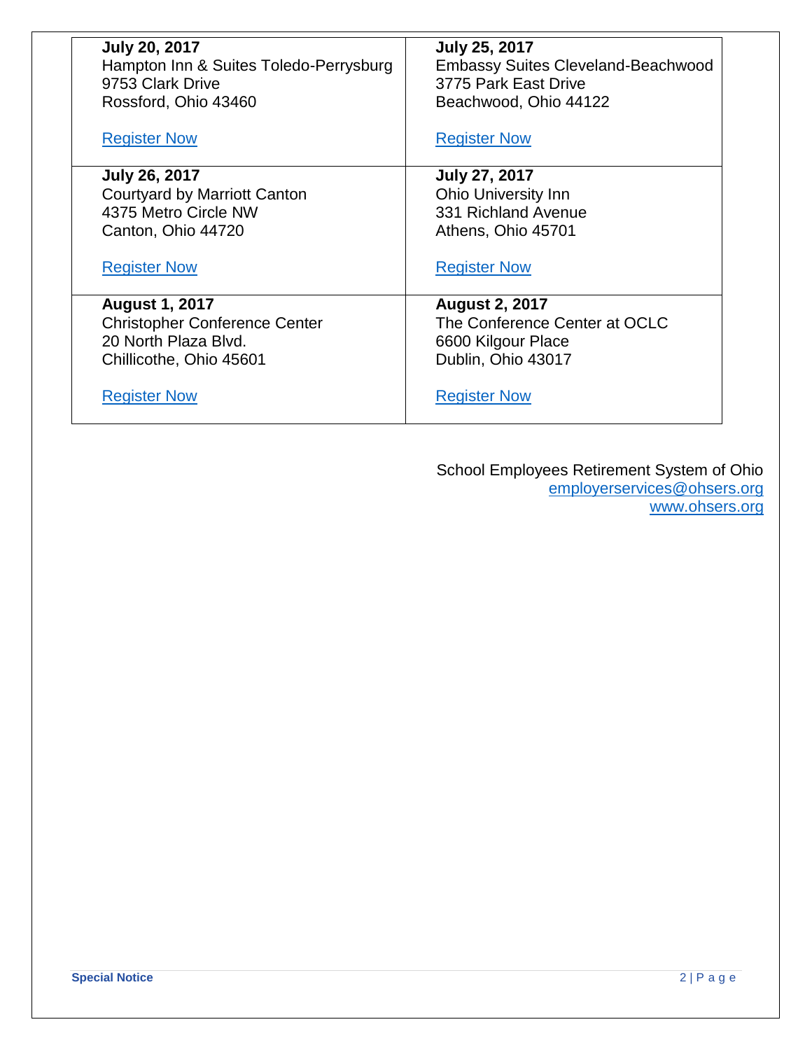| | |
|---|---|
| **July 20, 2017**<br>Hampton Inn & Suites Toledo-Perrysburg<br>9753 Clark Drive<br>Rossford, Ohio 43460<br><br>Register Now | **July 25, 2017**<br>Embassy Suites Cleveland-Beachwood<br>3775 Park East Drive<br>Beachwood, Ohio 44122<br><br>Register Now |
| **July 26, 2017**<br>Courtyard by Marriott Canton<br>4375 Metro Circle NW<br>Canton, Ohio 44720<br><br>Register Now | **July 27, 2017**<br>Ohio University Inn<br>331 Richland Avenue<br>Athens, Ohio 45701<br><br>Register Now |
| **August 1, 2017**<br>Christopher Conference Center<br>20 North Plaza Blvd.<br>Chillicothe, Ohio 45601<br><br>Register Now | **August 2, 2017**<br>The Conference Center at OCLC<br>6600 Kilgour Place<br>Dublin, Ohio 43017<br><br>Register Now |

School Employees Retirement System of Ohio
employerservices@ohsers.org
www.ohsers.org